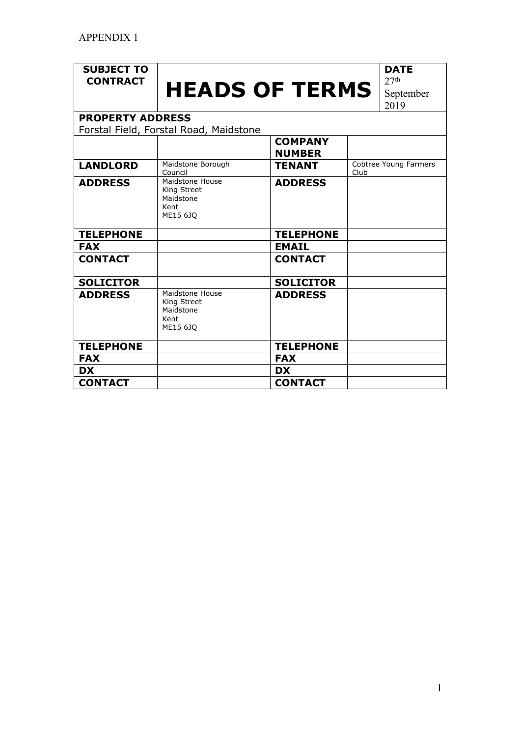APPENDIX 1

| SUBJECT TO CONTRACT | HEADS OF TERMS | | | DATE 27th September 2019 |
|---|---|---|---|---|
| **PROPERTY ADDRESS** Forstal Field, Forstal Road, Maidstone | | | | |
| | | | **COMPANY NUMBER** | |
| **LANDLORD** | Maidstone Borough Council | | **TENANT** | Cobtree Young Farmers Club |
| **ADDRESS** | Maidstone House<br>King Street<br>Maidstone<br>Kent<br>ME15 6JQ | | **ADDRESS** | |
| **TELEPHONE** | | | **TELEPHONE** | |
| **FAX** | | | **EMAIL** | |
| **CONTACT** | | | **CONTACT** | |
| **SOLICITOR** | | | **SOLICITOR** | |
| **ADDRESS** | Maidstone House<br>King Street<br>Maidstone<br>Kent<br>ME15 6JQ | | **ADDRESS** | |
| **TELEPHONE** | | | **TELEPHONE** | |
| **FAX** | | | **FAX** | |
| **DX** | | | **DX** | |
| **CONTACT** | | | **CONTACT** | |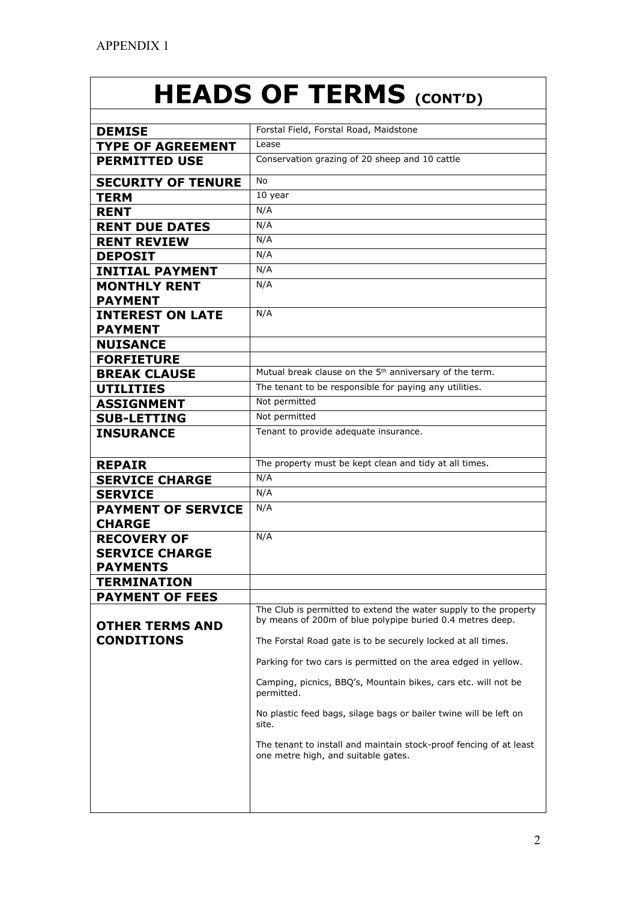APPENDIX 1

# HEADS OF TERMS (CONT'D)

| | |
|---|---|
| **DEMISE** | Forstal Field, Forstal Road, Maidstone |
| **TYPE OF AGREEMENT** | Lease |
| **PERMITTED USE** | Conservation grazing of 20 sheep and 10 cattle |
| **SECURITY OF TENURE** | No |
| **TERM** | 10 year |
| **RENT** | N/A |
| **RENT DUE DATES** | N/A |
| **RENT REVIEW** | N/A |
| **DEPOSIT** | N/A |
| **INITIAL PAYMENT** | N/A |
| **MONTHLY RENT PAYMENT** | N/A |
| **INTEREST ON LATE PAYMENT** | N/A |
| **NUISANCE** | |
| **FORFIETURE** | |
| **BREAK CLAUSE** | Mutual break clause on the 5th anniversary of the term. |
| **UTILITIES** | The tenant to be responsible for paying any utilities. |
| **ASSIGNMENT** | Not permitted |
| **SUB-LETTING** | Not permitted |
| **INSURANCE** | Tenant to provide adequate insurance. |
| **REPAIR** | The property must be kept clean and tidy at all times. |
| **SERVICE CHARGE** | N/A |
| **SERVICE** | N/A |
| **PAYMENT OF SERVICE CHARGE** | N/A |
| **RECOVERY OF SERVICE CHARGE PAYMENTS** | N/A |
| **TERMINATION** | |
| **PAYMENT OF FEES** | |
| **OTHER TERMS AND CONDITIONS** | The Club is permitted to extend the water supply to the property by means of 200m of blue polypipe buried 0.4 metres deep.<br><br>The Forstal Road gate is to be securely locked at all times.<br><br>Parking for two cars is permitted on the area edged in yellow.<br><br>Camping, picnics, BBQ's, Mountain bikes, cars etc. will not be permitted.<br><br>No plastic feed bags, silage bags or bailer twine will be left on site.<br><br>The tenant to install and maintain stock-proof fencing of at least one metre high, and suitable gates. |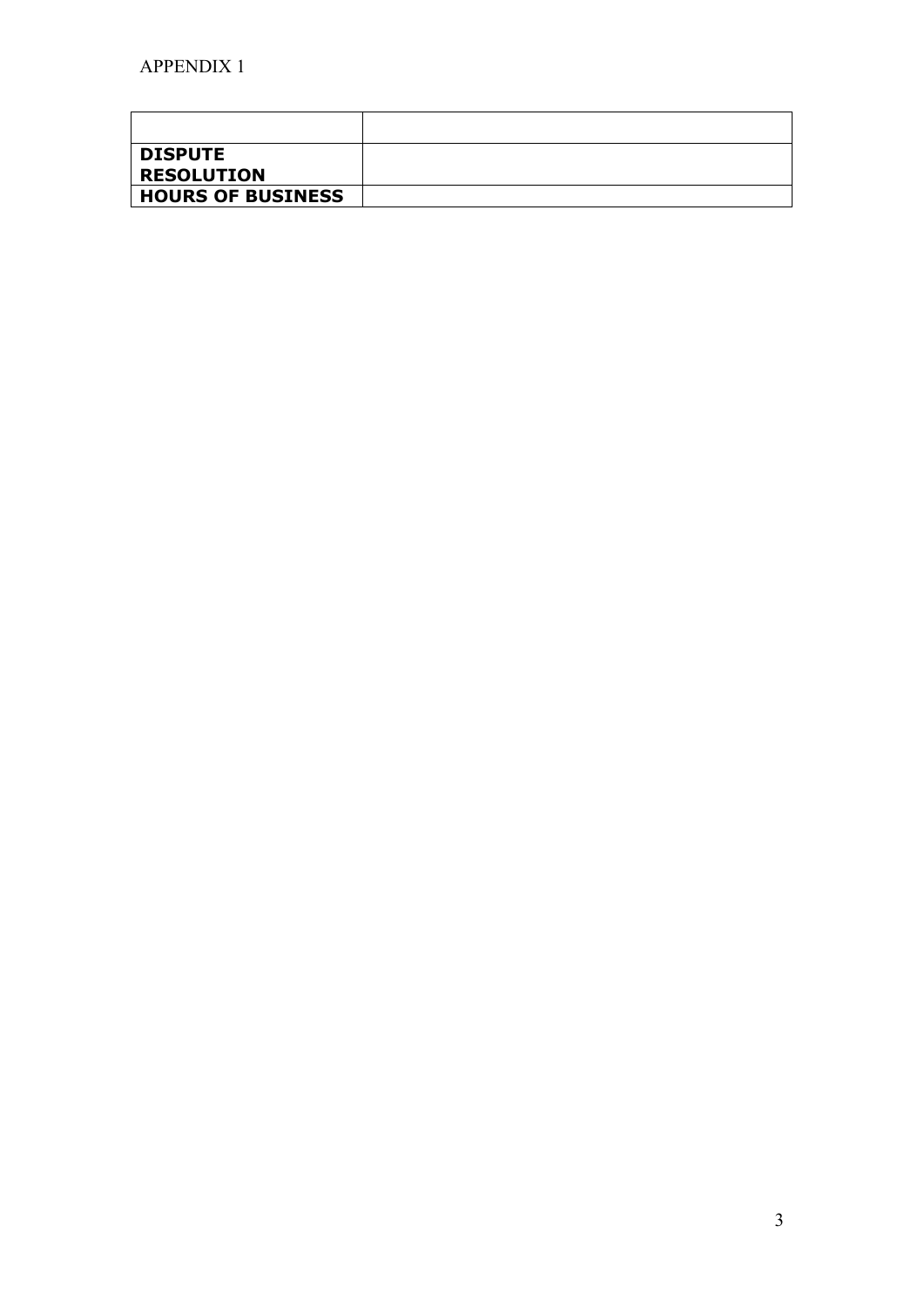APPENDIX 1

| | |
|---|---|
| **DISPUTE RESOLUTION** | |
| **HOURS OF BUSINESS** | |